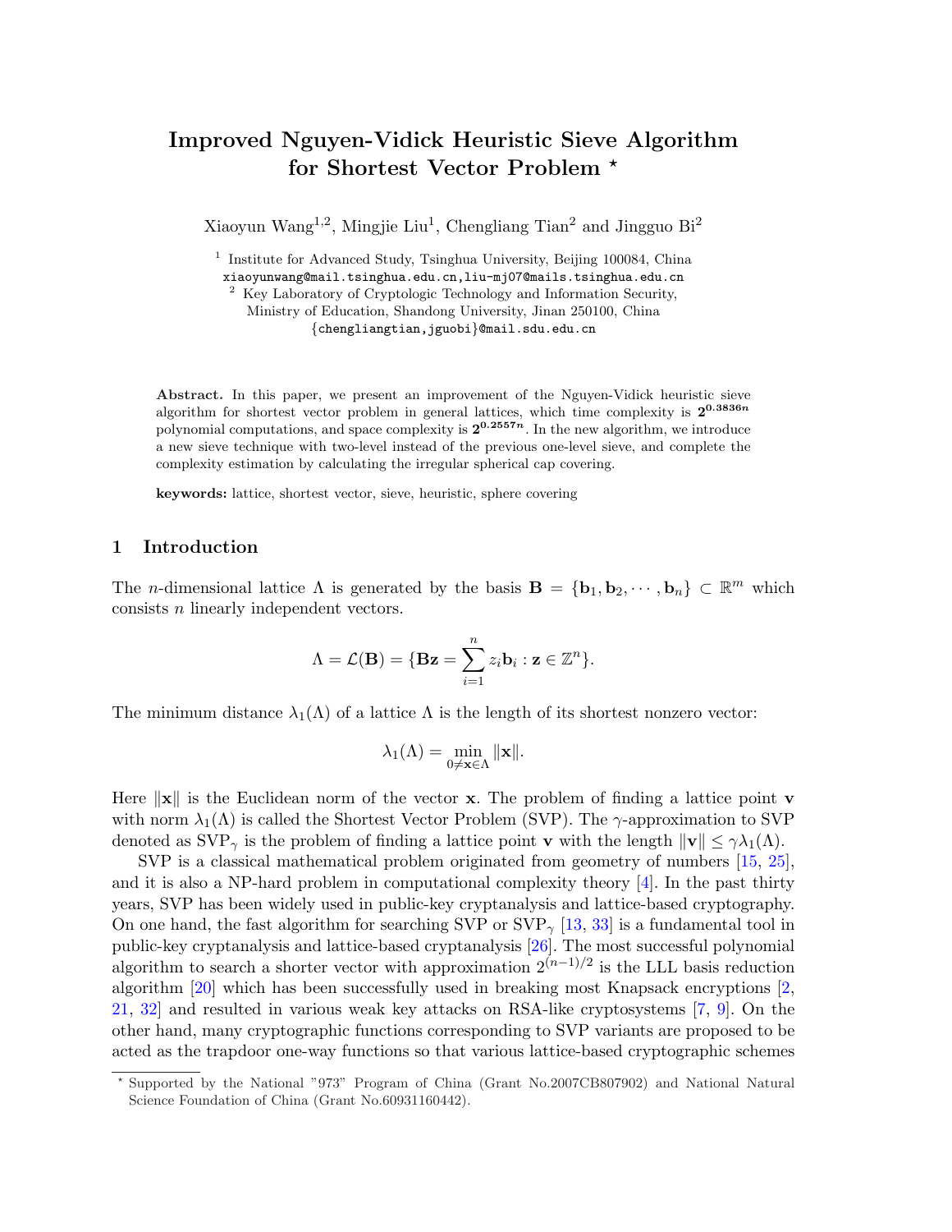# Improved Nguyen-Vidick Heuristic Sieve Algorithm for Shortest Vector Problem *

Xiaoyun Wang[1,2], Mingjie Liu[1], Chengliang Tian[2] and Jingguo Bi[2]

[1] Institute for Advanced Study, Tsinghua University, Beijing 100084, China
xiaoyunwang@mail.tsinghua.edu.cn,liu-mj07@mails.tsinghua.edu.cn

[2] Key Laboratory of Cryptologic Technology and Information Security, Ministry of Education, Shandong University, Jinan 250100, China
{chengliangtian,jguobi}@mail.sdu.edu.cn

**Abstract.** In this paper, we present an improvement of the Nguyen-Vidick heuristic sieve algorithm for shortest vector problem in general lattices, which time complexity is $\mathbf{2^{0.3836n}}$ polynomial computations, and space complexity is $\mathbf{2^{0.2557n}}$. In the new algorithm, we introduce a new sieve technique with two-level instead of the previous one-level sieve, and complete the complexity estimation by calculating the irregular spherical cap covering.

**keywords:** lattice, shortest vector, sieve, heuristic, sphere covering

## 1 Introduction

The $n$-dimensional lattice $\Lambda$ is generated by the basis $\mathbf{B} = \{\mathbf{b}_1, \mathbf{b}_2, \cdots, \mathbf{b}_n\} \subset \mathbb{R}^m$ which consists $n$ linearly independent vectors.

$$\Lambda = \mathcal{L}(\mathbf{B}) = \{\mathbf{Bz} = \sum_{i=1}^{n} z_i \mathbf{b}_i : \mathbf{z} \in \mathbb{Z}^n\}.$$

The minimum distance $\lambda_1(\Lambda)$ of a lattice $\Lambda$ is the length of its shortest nonzero vector:

$$\lambda_1(\Lambda) = \min_{0 \neq \mathbf{x} \in \Lambda} \|\mathbf{x}\|.$$

Here $\|\mathbf{x}\|$ is the Euclidean norm of the vector $\mathbf{x}$. The problem of finding a lattice point $\mathbf{v}$ with norm $\lambda_1(\Lambda)$ is called the Shortest Vector Problem (SVP). The $\gamma$-approximation to SVP denoted as $\text{SVP}_\gamma$ is the problem of finding a lattice point $\mathbf{v}$ with the length $\|\mathbf{v}\| \leq \gamma \lambda_1(\Lambda)$.

SVP is a classical mathematical problem originated from geometry of numbers [15, 25], and it is also a NP-hard problem in computational complexity theory [4]. In the past thirty years, SVP has been widely used in public-key cryptanalysis and lattice-based cryptography. On one hand, the fast algorithm for searching SVP or $\text{SVP}_\gamma$ [13, 33] is a fundamental tool in public-key cryptanalysis and lattice-based cryptanalysis [26]. The most successful polynomial algorithm to search a shorter vector with approximation $2^{(n-1)/2}$ is the LLL basis reduction algorithm [20] which has been successfully used in breaking most Knapsack encryptions [2, 21, 32] and resulted in various weak key attacks on RSA-like cryptosystems [7, 9]. On the other hand, many cryptographic functions corresponding to SVP variants are proposed to be acted as the trapdoor one-way functions so that various lattice-based cryptographic schemes

* Supported by the National "973" Program of China (Grant No.2007CB807902) and National Natural Science Foundation of China (Grant No.60931160442).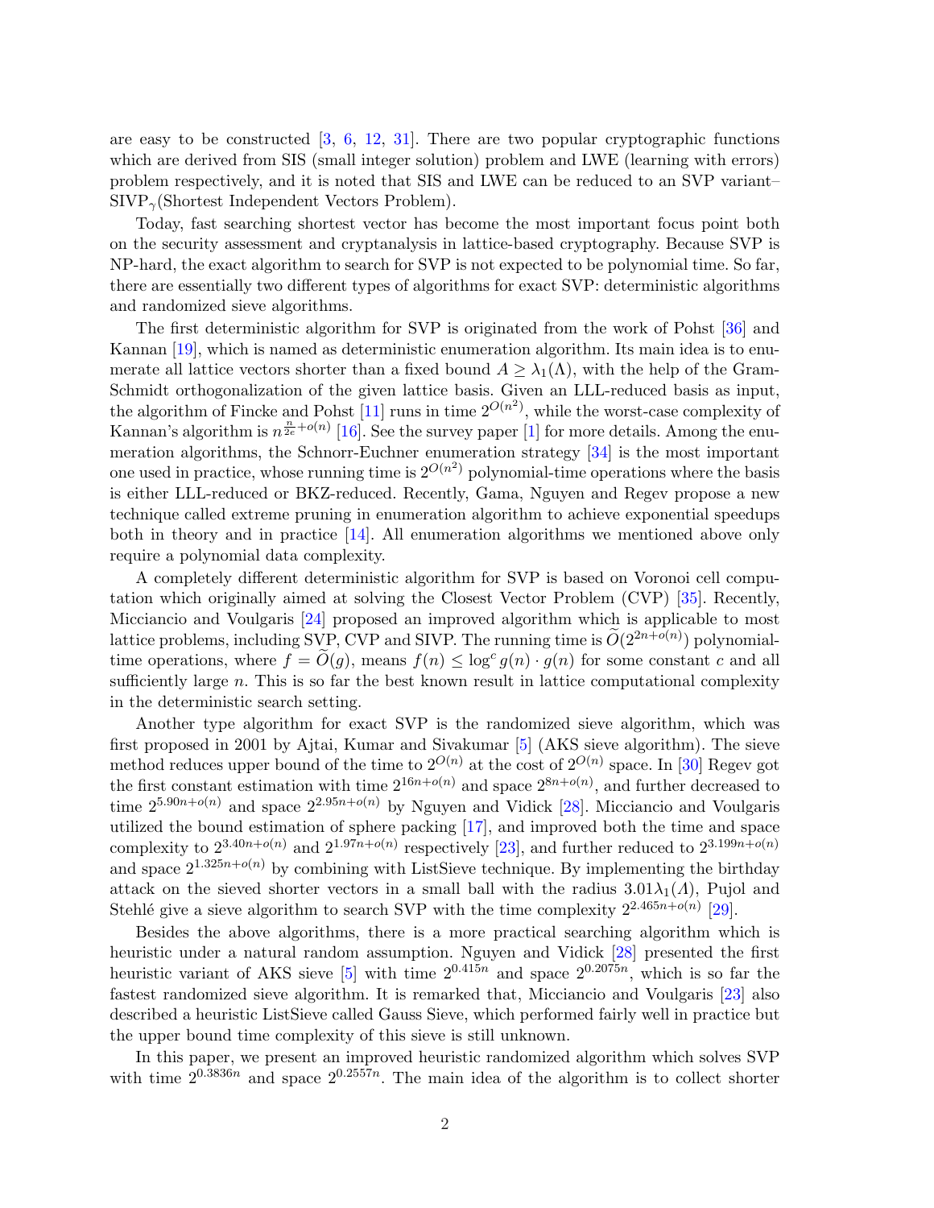are easy to be constructed [3, 6, 12, 31]. There are two popular cryptographic functions which are derived from SIS (small integer solution) problem and LWE (learning with errors) problem respectively, and it is noted that SIS and LWE can be reduced to an SVP variant– $\text{SIVP}_\gamma$(Shortest Independent Vectors Problem).

Today, fast searching shortest vector has become the most important focus point both on the security assessment and cryptanalysis in lattice-based cryptography. Because SVP is NP-hard, the exact algorithm to search for SVP is not expected to be polynomial time. So far, there are essentially two different types of algorithms for exact SVP: deterministic algorithms and randomized sieve algorithms.

The first deterministic algorithm for SVP is originated from the work of Pohst [36] and Kannan [19], which is named as deterministic enumeration algorithm. Its main idea is to enumerate all lattice vectors shorter than a fixed bound $A \geq \lambda_1(\Lambda)$, with the help of the Gram-Schmidt orthogonalization of the given lattice basis. Given an LLL-reduced basis as input, the algorithm of Fincke and Pohst [11] runs in time $2^{O(n^2)}$, while the worst-case complexity of Kannan's algorithm is $n^{\frac{n}{2e}+o(n)}$ [16]. See the survey paper [1] for more details. Among the enumeration algorithms, the Schnorr-Euchner enumeration strategy [34] is the most important one used in practice, whose running time is $2^{O(n^2)}$ polynomial-time operations where the basis is either LLL-reduced or BKZ-reduced. Recently, Gama, Nguyen and Regev propose a new technique called extreme pruning in enumeration algorithm to achieve exponential speedups both in theory and in practice [14]. All enumeration algorithms we mentioned above only require a polynomial data complexity.

A completely different deterministic algorithm for SVP is based on Voronoi cell computation which originally aimed at solving the Closest Vector Problem (CVP) [35]. Recently, Micciancio and Voulgaris [24] proposed an improved algorithm which is applicable to most lattice problems, including SVP, CVP and SIVP. The running time is $\widetilde{O}(2^{2n+o(n)})$ polynomial-time operations, where $f = \widetilde{O}(g)$, means $f(n) \leq \log^c g(n) \cdot g(n)$ for some constant $c$ and all sufficiently large $n$. This is so far the best known result in lattice computational complexity in the deterministic search setting.

Another type algorithm for exact SVP is the randomized sieve algorithm, which was first proposed in 2001 by Ajtai, Kumar and Sivakumar [5] (AKS sieve algorithm). The sieve method reduces upper bound of the time to $2^{O(n)}$ at the cost of $2^{O(n)}$ space. In [30] Regev got the first constant estimation with time $2^{16n+o(n)}$ and space $2^{8n+o(n)}$, and further decreased to time $2^{5.90n+o(n)}$ and space $2^{2.95n+o(n)}$ by Nguyen and Vidick [28]. Micciancio and Voulgaris utilized the bound estimation of sphere packing [17], and improved both the time and space complexity to $2^{3.40n+o(n)}$ and $2^{1.97n+o(n)}$ respectively [23], and further reduced to $2^{3.199n+o(n)}$ and space $2^{1.325n+o(n)}$ by combining with ListSieve technique. By implementing the birthday attack on the sieved shorter vectors in a small ball with the radius $3.01\lambda_1(\Lambda)$, Pujol and Stehlé give a sieve algorithm to search SVP with the time complexity $2^{2.465n+o(n)}$ [29].

Besides the above algorithms, there is a more practical searching algorithm which is heuristic under a natural random assumption. Nguyen and Vidick [28] presented the first heuristic variant of AKS sieve [5] with time $2^{0.415n}$ and space $2^{0.2075n}$, which is so far the fastest randomized sieve algorithm. It is remarked that, Micciancio and Voulgaris [23] also described a heuristic ListSieve called Gauss Sieve, which performed fairly well in practice but the upper bound time complexity of this sieve is still unknown.

In this paper, we present an improved heuristic randomized algorithm which solves SVP with time $2^{0.3836n}$ and space $2^{0.2557n}$. The main idea of the algorithm is to collect shorter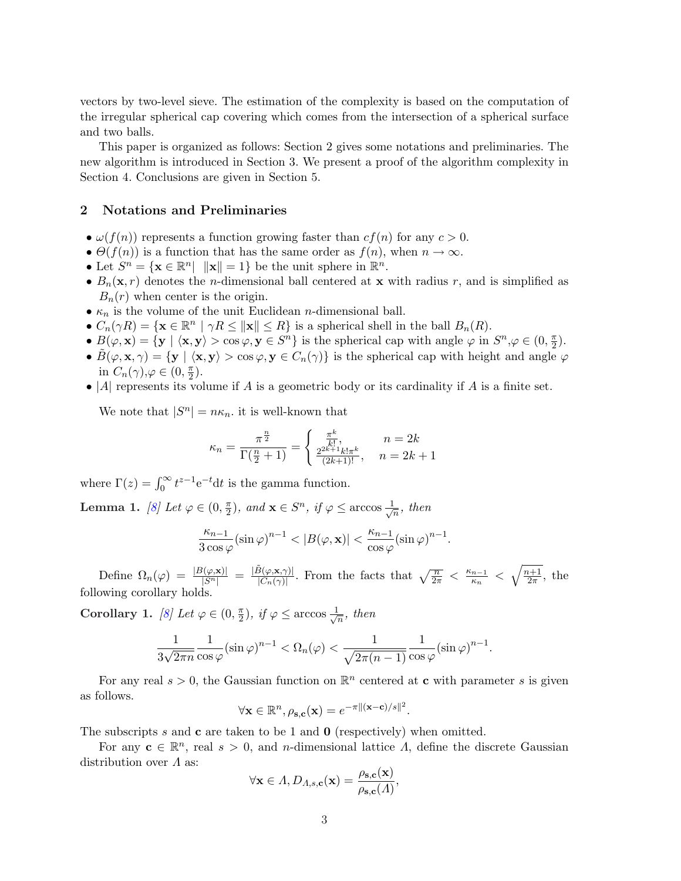vectors by two-level sieve. The estimation of the complexity is based on the computation of the irregular spherical cap covering which comes from the intersection of a spherical surface and two balls.

This paper is organized as follows: Section 2 gives some notations and preliminaries. The new algorithm is introduced in Section 3. We present a proof of the algorithm complexity in Section 4. Conclusions are given in Section 5.

## 2 Notations and Preliminaries

- $\omega(f(n))$ represents a function growing faster than $cf(n)$ for any $c > 0$.
- $\Theta(f(n))$ is a function that has the same order as $f(n)$, when $n \to \infty$.
- Let $S^n = \{\mathbf{x} \in \mathbb{R}^n | \ \ \|\mathbf{x}\| = 1\}$ be the unit sphere in $\mathbb{R}^n$.
- $B_n(\mathbf{x}, r)$ denotes the $n$-dimensional ball centered at $\mathbf{x}$ with radius $r$, and is simplified as $B_n(r)$ when center is the origin.
- $\kappa_n$ is the volume of the unit Euclidean $n$-dimensional ball.
- $C_n(\gamma R) = \{\mathbf{x} \in \mathbb{R}^n \mid \gamma R \leq \|\mathbf{x}\| \leq R\}$ is a spherical shell in the ball $B_n(R)$.
- $B(\varphi, \mathbf{x}) = \{\mathbf{y} \mid \langle \mathbf{x}, \mathbf{y} \rangle > \cos\varphi, \mathbf{y} \in S^n\}$ is the spherical cap with angle $\varphi$ in $S^n$,$\varphi \in (0, \frac{\pi}{2})$.
- $\tilde{B}(\varphi, \mathbf{x}, \gamma) = \{\mathbf{y} \mid \langle \mathbf{x}, \mathbf{y} \rangle > \cos\varphi, \mathbf{y} \in C_n(\gamma)\}$ is the spherical cap with height and angle $\varphi$ in $C_n(\gamma)$,$\varphi \in (0, \frac{\pi}{2})$.
- $|A|$ represents its volume if $A$ is a geometric body or its cardinality if $A$ is a finite set.

We note that $|S^n| = n\kappa_n$. it is well-known that

$$\kappa_n = \frac{\pi^{\frac{n}{2}}}{\Gamma(\frac{n}{2}+1)} = \begin{cases} \frac{\pi^k}{k!}, & n = 2k \\ \frac{2^{2k+1}k!\pi^k}{(2k+1)!}, & n = 2k+1 \end{cases}$$

where $\Gamma(z) = \int_0^\infty t^{z-1}\mathrm{e}^{-t}\mathrm{d}t$ is the gamma function.

**Lemma 1.** [8] *Let $\varphi \in (0, \frac{\pi}{2})$, and $\mathbf{x} \in S^n$, if $\varphi \leq \arccos\frac{1}{\sqrt{n}}$, then*

$$\frac{\kappa_{n-1}}{3\cos\varphi}(\sin\varphi)^{n-1} < |B(\varphi, \mathbf{x})| < \frac{\kappa_{n-1}}{\cos\varphi}(\sin\varphi)^{n-1}.$$

Define $\Omega_n(\varphi) = \frac{|B(\varphi,\mathbf{x})|}{|S^n|} = \frac{|\tilde{B}(\varphi,\mathbf{x},\gamma)|}{|C_n(\gamma)|}$. From the facts that $\sqrt{\frac{n}{2\pi}} < \frac{\kappa_{n-1}}{\kappa_n} < \sqrt{\frac{n+1}{2\pi}}$, the following corollary holds.

**Corollary 1.** [8] *Let $\varphi \in (0, \frac{\pi}{2})$, if $\varphi \leq \arccos\frac{1}{\sqrt{n}}$, then*

$$\frac{1}{3\sqrt{2\pi n}}\frac{1}{\cos\varphi}(\sin\varphi)^{n-1} < \Omega_n(\varphi) < \frac{1}{\sqrt{2\pi(n-1)}}\frac{1}{\cos\varphi}(\sin\varphi)^{n-1}.$$

For any real $s > 0$, the Gaussian function on $\mathbb{R}^n$ centered at $\mathbf{c}$ with parameter $s$ is given as follows.

$$\forall \mathbf{x} \in \mathbb{R}^n, \rho_{\mathbf{s},\mathbf{c}}(\mathbf{x}) = e^{-\pi\|(\mathbf{x}-\mathbf{c})/s\|^2}.$$

The subscripts $s$ and $\mathbf{c}$ are taken to be 1 and $\mathbf{0}$ (respectively) when omitted.

For any $\mathbf{c} \in \mathbb{R}^n$, real $s > 0$, and $n$-dimensional lattice $\Lambda$, define the discrete Gaussian distribution over $\Lambda$ as:

$$\forall \mathbf{x} \in \Lambda, D_{\Lambda,s,\mathbf{c}}(\mathbf{x}) = \frac{\rho_{\mathbf{s},\mathbf{c}}(\mathbf{x})}{\rho_{\mathbf{s},\mathbf{c}}(\Lambda)},$$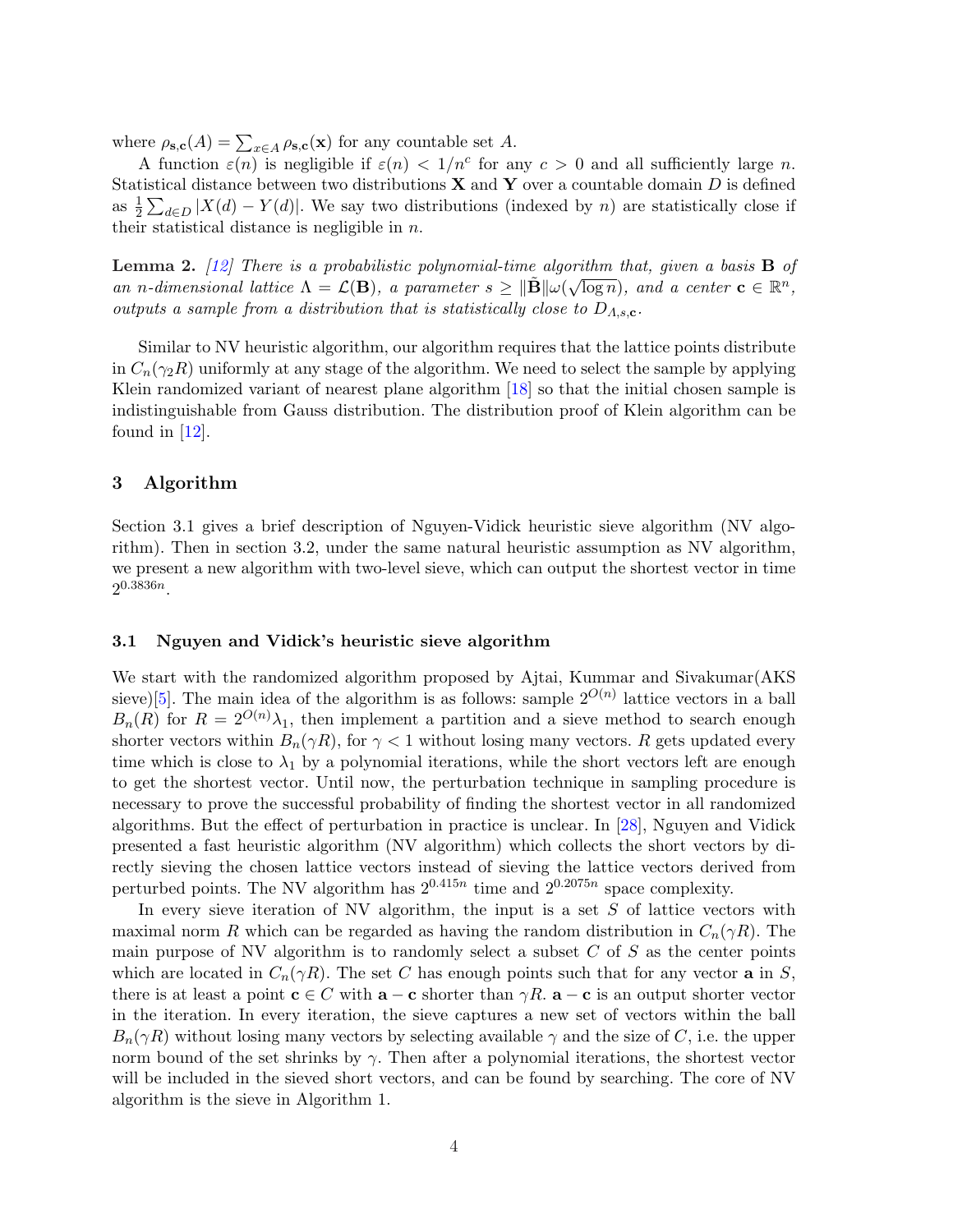where $\rho_{\mathbf{s},\mathbf{c}}(A) = \sum_{x \in A} \rho_{\mathbf{s},\mathbf{c}}(\mathbf{x})$ for any countable set $A$.

A function $\varepsilon(n)$ is negligible if $\varepsilon(n) < 1/n^c$ for any $c > 0$ and all sufficiently large $n$. Statistical distance between two distributions $\mathbf{X}$ and $\mathbf{Y}$ over a countable domain $D$ is defined as $\frac{1}{2}\sum_{d \in D} |X(d) - Y(d)|$. We say two distributions (indexed by $n$) are statistically close if their statistical distance is negligible in $n$.

**Lemma 2.** *[12] There is a probabilistic polynomial-time algorithm that, given a basis* $\mathbf{B}$ *of an* $n$*-dimensional lattice* $\Lambda = \mathcal{L}(\mathbf{B})$*, a parameter* $s \geq \|\tilde{\mathbf{B}}\|\omega(\sqrt{\log n})$*, and a center* $\mathbf{c} \in \mathbb{R}^n$*, outputs a sample from a distribution that is statistically close to* $D_{\Lambda,s,\mathbf{c}}$*.*

Similar to NV heuristic algorithm, our algorithm requires that the lattice points distribute in $C_n(\gamma_2 R)$ uniformly at any stage of the algorithm. We need to select the sample by applying Klein randomized variant of nearest plane algorithm [18] so that the initial chosen sample is indistinguishable from Gauss distribution. The distribution proof of Klein algorithm can be found in [12].

## 3 Algorithm

Section 3.1 gives a brief description of Nguyen-Vidick heuristic sieve algorithm (NV algorithm). Then in section 3.2, under the same natural heuristic assumption as NV algorithm, we present a new algorithm with two-level sieve, which can output the shortest vector in time $2^{0.3836n}$.

### 3.1 Nguyen and Vidick's heuristic sieve algorithm

We start with the randomized algorithm proposed by Ajtai, Kummar and Sivakumar(AKS sieve)[5]. The main idea of the algorithm is as follows: sample $2^{O(n)}$ lattice vectors in a ball $B_n(R)$ for $R = 2^{O(n)}\lambda_1$, then implement a partition and a sieve method to search enough shorter vectors within $B_n(\gamma R)$, for $\gamma < 1$ without losing many vectors. $R$ gets updated every time which is close to $\lambda_1$ by a polynomial iterations, while the short vectors left are enough to get the shortest vector. Until now, the perturbation technique in sampling procedure is necessary to prove the successful probability of finding the shortest vector in all randomized algorithms. But the effect of perturbation in practice is unclear. In [28], Nguyen and Vidick presented a fast heuristic algorithm (NV algorithm) which collects the short vectors by directly sieving the chosen lattice vectors instead of sieving the lattice vectors derived from perturbed points. The NV algorithm has $2^{0.415n}$ time and $2^{0.2075n}$ space complexity.

In every sieve iteration of NV algorithm, the input is a set $S$ of lattice vectors with maximal norm $R$ which can be regarded as having the random distribution in $C_n(\gamma R)$. The main purpose of NV algorithm is to randomly select a subset $C$ of $S$ as the center points which are located in $C_n(\gamma R)$. The set $C$ has enough points such that for any vector $\mathbf{a}$ in $S$, there is at least a point $\mathbf{c} \in C$ with $\mathbf{a} - \mathbf{c}$ shorter than $\gamma R$. $\mathbf{a} - \mathbf{c}$ is an output shorter vector in the iteration. In every iteration, the sieve captures a new set of vectors within the ball $B_n(\gamma R)$ without losing many vectors by selecting available $\gamma$ and the size of $C$, i.e. the upper norm bound of the set shrinks by $\gamma$. Then after a polynomial iterations, the shortest vector will be included in the sieved short vectors, and can be found by searching. The core of NV algorithm is the sieve in Algorithm 1.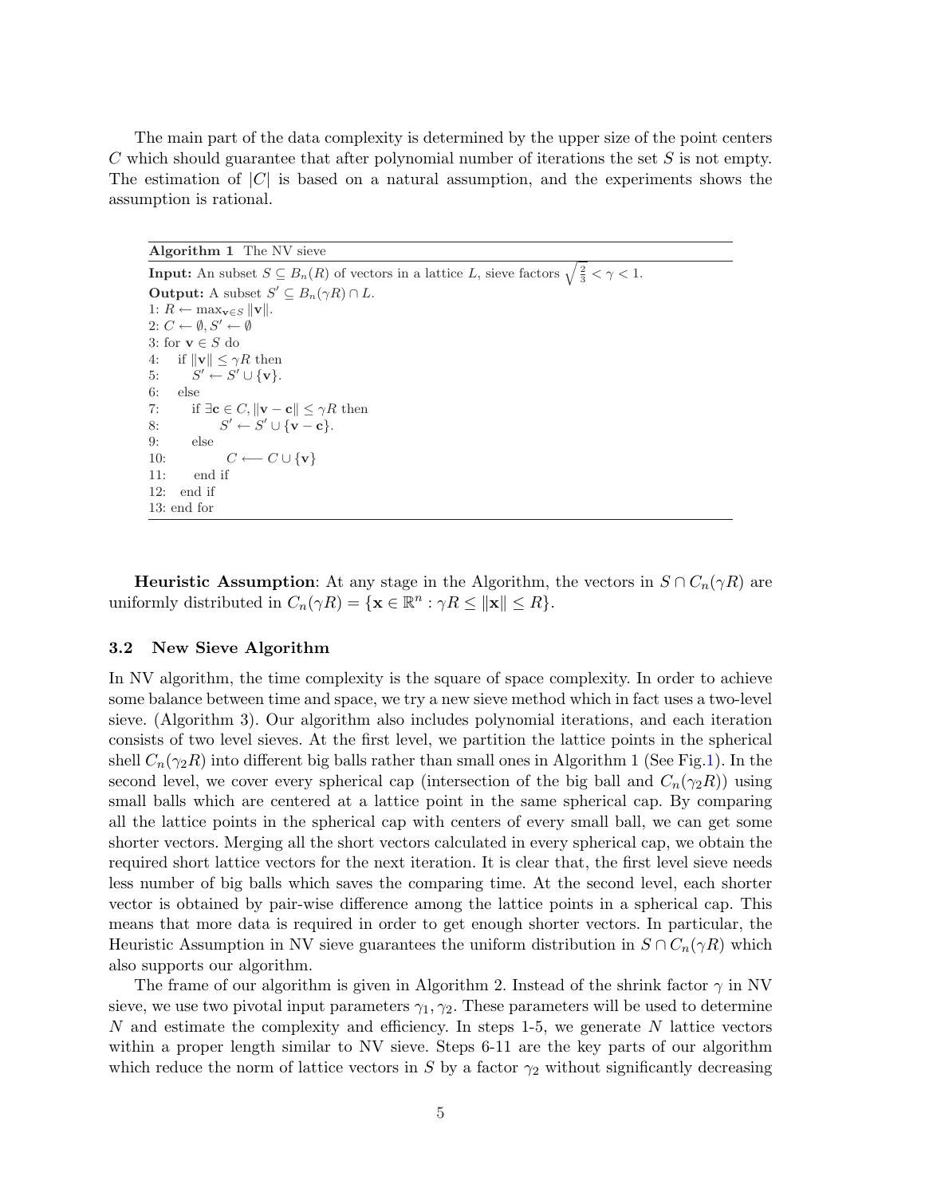The main part of the data complexity is determined by the upper size of the point centers $C$ which should guarantee that after polynomial number of iterations the set $S$ is not empty. The estimation of $|C|$ is based on a natural assumption, and the experiments shows the assumption is rational.

**Algorithm 1** The NV sieve

**Input:** An subset $S \subseteq B_n(R)$ of vectors in a lattice $L$, sieve factors $\sqrt{\frac{2}{3}} < \gamma < 1$.
**Output:** A subset $S' \subseteq B_n(\gamma R) \cap L$.

```
1: R ← max_{v∈S} ‖v‖.
2: C ← ∅, S' ← ∅
3: for v ∈ S do
4:    if ‖v‖ ≤ γR then
5:        S' ← S' ∪ {v}.
6:    else
7:        if ∃c ∈ C, ‖v − c‖ ≤ γR then
8:            S' ← S' ∪ {v − c}.
9:        else
10:           C ⟵ C ∪ {v}
11:       end if
12:   end if
13: end for
```

**Heuristic Assumption**: At any stage in the Algorithm, the vectors in $S \cap C_n(\gamma R)$ are uniformly distributed in $C_n(\gamma R) = \{\mathbf{x} \in \mathbb{R}^n : \gamma R \leq \|\mathbf{x}\| \leq R\}$.

### 3.2 New Sieve Algorithm

In NV algorithm, the time complexity is the square of space complexity. In order to achieve some balance between time and space, we try a new sieve method which in fact uses a two-level sieve. (Algorithm 3). Our algorithm also includes polynomial iterations, and each iteration consists of two level sieves. At the first level, we partition the lattice points in the spherical shell $C_n(\gamma_2 R)$ into different big balls rather than small ones in Algorithm 1 (See Fig.1). In the second level, we cover every spherical cap (intersection of the big ball and $C_n(\gamma_2 R)$) using small balls which are centered at a lattice point in the same spherical cap. By comparing all the lattice points in the spherical cap with centers of every small ball, we can get some shorter vectors. Merging all the short vectors calculated in every spherical cap, we obtain the required short lattice vectors for the next iteration. It is clear that, the first level sieve needs less number of big balls which saves the comparing time. At the second level, each shorter vector is obtained by pair-wise difference among the lattice points in a spherical cap. This means that more data is required in order to get enough shorter vectors. In particular, the Heuristic Assumption in NV sieve guarantees the uniform distribution in $S \cap C_n(\gamma R)$ which also supports our algorithm.

The frame of our algorithm is given in Algorithm 2. Instead of the shrink factor $\gamma$ in NV sieve, we use two pivotal input parameters $\gamma_1, \gamma_2$. These parameters will be used to determine $N$ and estimate the complexity and efficiency. In steps 1-5, we generate $N$ lattice vectors within a proper length similar to NV sieve. Steps 6-11 are the key parts of our algorithm which reduce the norm of lattice vectors in $S$ by a factor $\gamma_2$ without significantly decreasing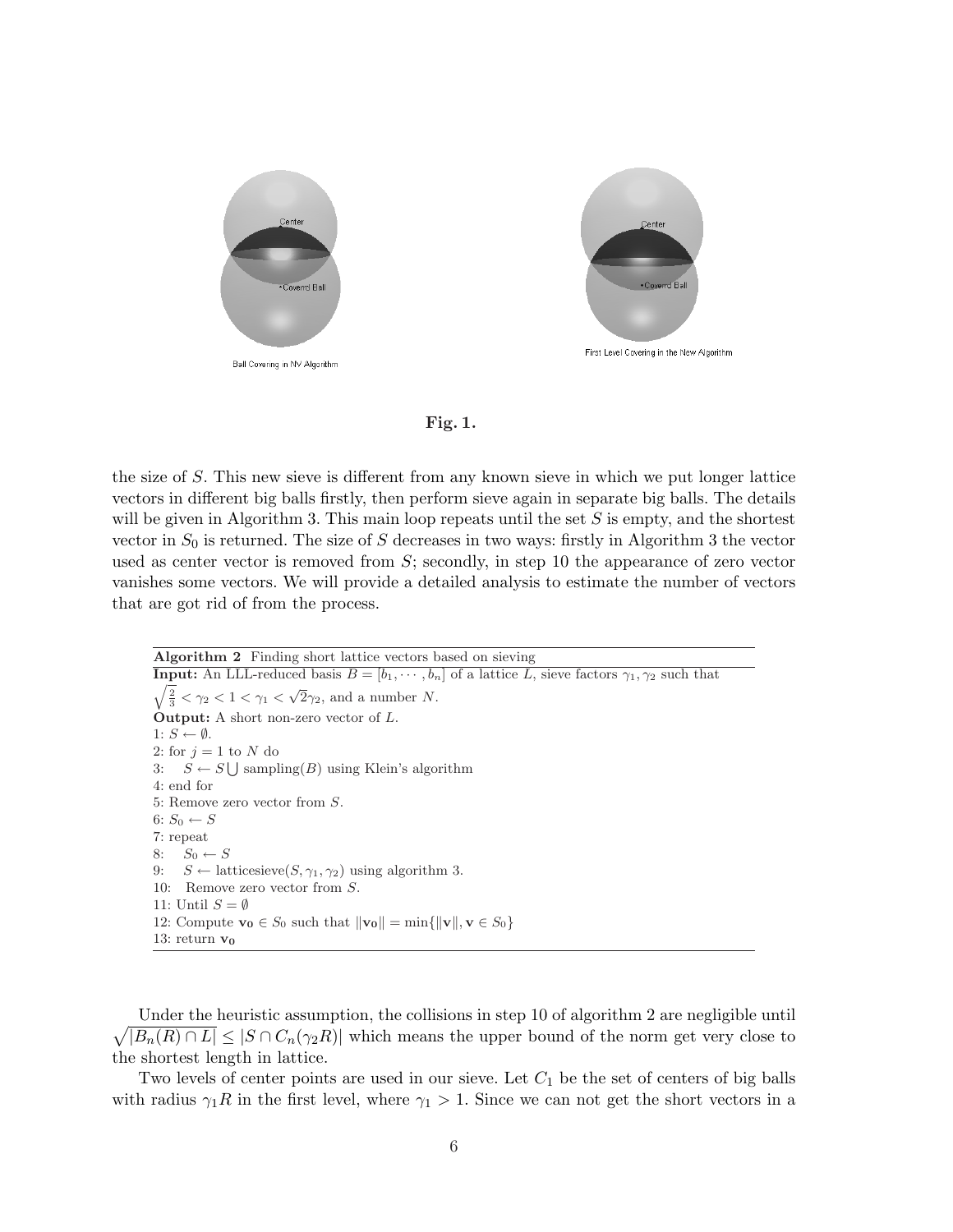Fig. 1.

the size of $S$. This new sieve is different from any known sieve in which we put longer lattice vectors in different big balls firstly, then perform sieve again in separate big balls. The details will be given in Algorithm 3. This main loop repeats until the set $S$ is empty, and the shortest vector in $S_0$ is returned. The size of $S$ decreases in two ways: firstly in Algorithm 3 the vector used as center vector is removed from $S$; secondly, in step 10 the appearance of zero vector vanishes some vectors. We will provide a detailed analysis to estimate the number of vectors that are got rid of from the process.

**Algorithm 2** Finding short lattice vectors based on sieving

**Input:** An LLL-reduced basis $B = [b_1, \cdots, b_n]$ of a lattice $L$, sieve factors $\gamma_1, \gamma_2$ such that $\sqrt{\frac{2}{3}} < \gamma_2 < 1 < \gamma_1 < \sqrt{2}\gamma_2$, and a number $N$.

**Output:** A short non-zero vector of $L$.

1: $S \leftarrow \emptyset$.
2: for $j = 1$ to $N$ do
3: $S \leftarrow S \bigcup$ sampling($B$) using Klein's algorithm
4: end for
5: Remove zero vector from $S$.
6: $S_0 \leftarrow S$
7: repeat
8: $S_0 \leftarrow S$
9: $S \leftarrow$ latticesieve($S, \gamma_1, \gamma_2$) using algorithm 3.
10: Remove zero vector from $S$.
11: Until $S = \emptyset$
12: Compute $\mathbf{v_0} \in S_0$ such that $\|\mathbf{v_0}\| = \min\{\|\mathbf{v}\|, \mathbf{v} \in S_0\}$
13: return $\mathbf{v_0}$

Under the heuristic assumption, the collisions in step 10 of algorithm 2 are negligible until $\sqrt{|B_n(R) \cap L|} \leq |S \cap C_n(\gamma_2 R)|$ which means the upper bound of the norm get very close to the shortest length in lattice.

Two levels of center points are used in our sieve. Let $C_1$ be the set of centers of big balls with radius $\gamma_1 R$ in the first level, where $\gamma_1 > 1$. Since we can not get the short vectors in a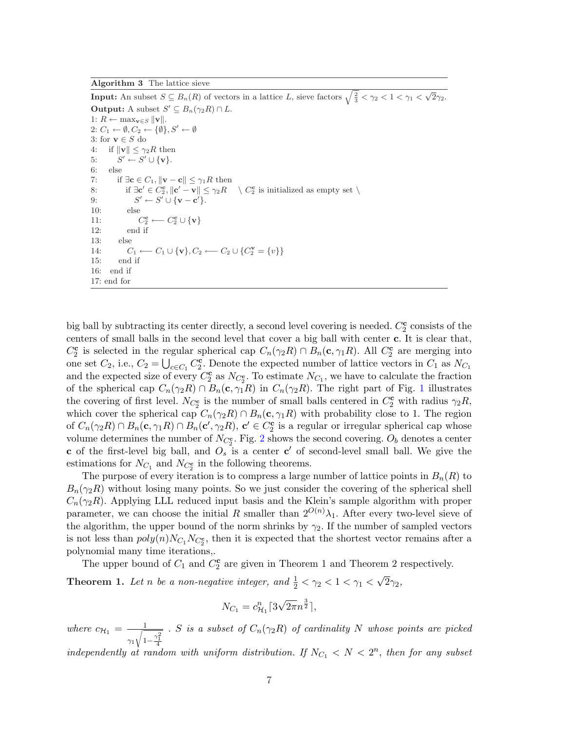**Algorithm 3** The lattice sieve

**Input:** An subset $S \subseteq B_n(R)$ of vectors in a lattice $L$, sieve factors $\sqrt{\frac{2}{3}} < \gamma_2 < 1 < \gamma_1 < \sqrt{2}\gamma_2$.
**Output:** A subset $S' \subseteq B_n(\gamma_2 R) \cap L$.

1: $R \leftarrow \max_{\mathbf{v} \in S} \|\mathbf{v}\|$.
2: $C_1 \leftarrow \emptyset, C_2 \leftarrow \{\emptyset\}, S' \leftarrow \emptyset$
3: for $\mathbf{v} \in S$ do
4: &nbsp;&nbsp;&nbsp;if $\|\mathbf{v}\| \leq \gamma_2 R$ then
5: &nbsp;&nbsp;&nbsp;&nbsp;&nbsp;&nbsp;$S' \leftarrow S' \cup \{\mathbf{v}\}$.
6: &nbsp;&nbsp;&nbsp;else
7: &nbsp;&nbsp;&nbsp;&nbsp;&nbsp;&nbsp;if $\exists \mathbf{c} \in C_1, \|\mathbf{v} - \mathbf{c}\| \leq \gamma_1 R$ then
8: &nbsp;&nbsp;&nbsp;&nbsp;&nbsp;&nbsp;&nbsp;&nbsp;&nbsp;if $\exists \mathbf{c}' \in C_2^{\mathbf{c}}, \|\mathbf{c}' - \mathbf{v}\| \leq \gamma_2 R$ &nbsp;&nbsp; \ $C_2^{\mathbf{c}}$ is initialized as empty set \
9: &nbsp;&nbsp;&nbsp;&nbsp;&nbsp;&nbsp;&nbsp;&nbsp;&nbsp;&nbsp;&nbsp;&nbsp;$S' \leftarrow S' \cup \{\mathbf{v} - \mathbf{c}'\}$.
10: &nbsp;&nbsp;&nbsp;&nbsp;&nbsp;&nbsp;&nbsp;&nbsp;else
11: &nbsp;&nbsp;&nbsp;&nbsp;&nbsp;&nbsp;&nbsp;&nbsp;&nbsp;&nbsp;&nbsp;$C_2^{\mathbf{c}} \longleftarrow C_2^{\mathbf{c}} \cup \{\mathbf{v}\}$
12: &nbsp;&nbsp;&nbsp;&nbsp;&nbsp;&nbsp;&nbsp;&nbsp;end if
13: &nbsp;&nbsp;&nbsp;&nbsp;else
14: &nbsp;&nbsp;&nbsp;&nbsp;&nbsp;&nbsp;$C_1 \longleftarrow C_1 \cup \{\mathbf{v}\}, C_2 \longleftarrow C_2 \cup \{C_2^{\mathbf{v}} = \{v\}\}$
15: &nbsp;&nbsp;&nbsp;&nbsp;end if
16: &nbsp;&nbsp;end if
17: end for

big ball by subtracting its center directly, a second level covering is needed. $C_2^{\mathbf{c}}$ consists of the centers of small balls in the second level that cover a big ball with center $\mathbf{c}$. It is clear that, $C_2^{\mathbf{c}}$ is selected in the regular spherical cap $C_n(\gamma_2 R) \cap B_n(\mathbf{c}, \gamma_1 R)$. All $C_2^{\mathbf{c}}$ are merging into one set $C_2$, i.e., $C_2 = \bigcup_{c \in C_1} C_2^{\mathbf{c}}$. Denote the expected number of lattice vectors in $C_1$ as $N_{C_1}$ and the expected size of every $C_2^{\mathbf{c}}$ as $N_{C_2^{\mathbf{c}}}$. To estimate $N_{C_1}$, we have to calculate the fraction of the spherical cap $C_n(\gamma_2 R) \cap B_n(\mathbf{c}, \gamma_1 R)$ in $C_n(\gamma_2 R)$. The right part of Fig. 1 illustrates the covering of first level. $N_{C_2^{\mathbf{c}}}$ is the number of small balls centered in $C_2^{\mathbf{c}}$ with radius $\gamma_2 R$, which cover the spherical cap $C_n(\gamma_2 R) \cap B_n(\mathbf{c}, \gamma_1 R)$ with probability close to 1. The region of $C_n(\gamma_2 R) \cap B_n(\mathbf{c}, \gamma_1 R) \cap B_n(\mathbf{c}', \gamma_2 R)$, $\mathbf{c}' \in C_2^{\mathbf{c}}$ is a regular or irregular spherical cap whose volume determines the number of $N_{C_2^{\mathbf{c}}}$. Fig. 2 shows the second covering. $O_b$ denotes a center $\mathbf{c}$ of the first-level big ball, and $O_s$ is a center $\mathbf{c}'$ of second-level small ball. We give the estimations for $N_{C_1}$ and $N_{C_2^{\mathbf{c}}}$ in the following theorems.

The purpose of every iteration is to compress a large number of lattice points in $B_n(R)$ to $B_n(\gamma_2 R)$ without losing many points. So we just consider the covering of the spherical shell $C_n(\gamma_2 R)$. Applying LLL reduced input basis and the Klein's sample algorithm with proper parameter, we can choose the initial $R$ smaller than $2^{O(n)}\lambda_1$. After every two-level sieve of the algorithm, the upper bound of the norm shrinks by $\gamma_2$. If the number of sampled vectors is not less than $poly(n) N_{C_1} N_{C_2^{\mathbf{c}}}$, then it is expected that the shortest vector remains after a polynomial many time iterations,.

The upper bound of $C_1$ and $C_2^{\mathbf{c}}$ are given in Theorem 1 and Theorem 2 respectively.

**Theorem 1.** *Let $n$ be a non-negative integer, and $\frac{1}{2} < \gamma_2 < 1 < \gamma_1 < \sqrt{2}\gamma_2$,*

$$N_{C_1} = c_{\mathcal{H}_1}^n \lceil 3\sqrt{2\pi} n^{\frac{3}{2}} \rceil,$$

*where $c_{\mathcal{H}_1} = \frac{1}{\gamma_1 \sqrt{1 - \frac{\gamma_1^2}{4}}}$ . $S$ is a subset of $C_n(\gamma_2 R)$ of cardinality $N$ whose points are picked independently at random with uniform distribution. If $N_{C_1} < N < 2^n$, then for any subset*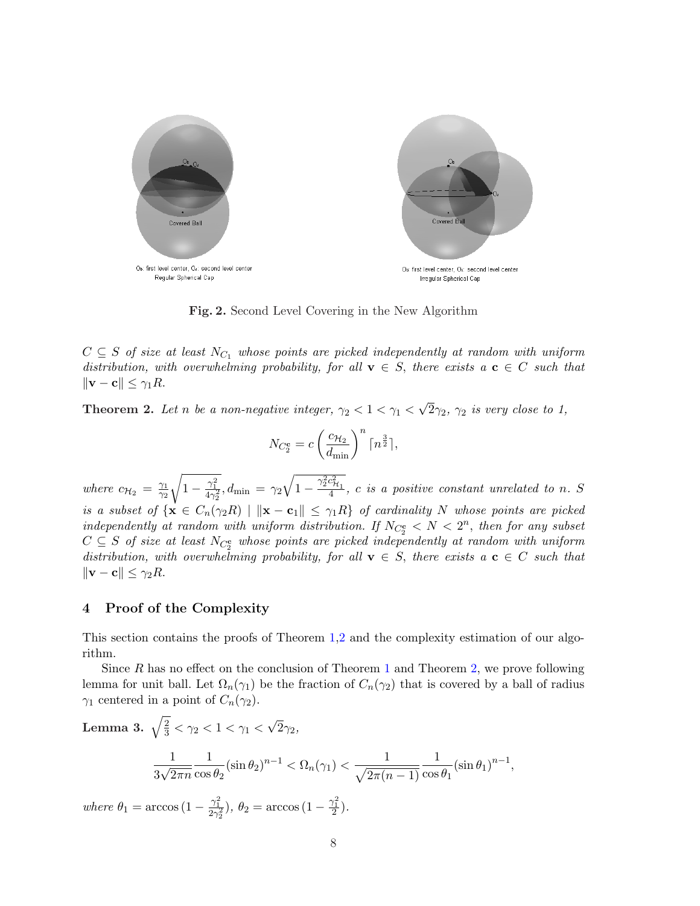**Fig. 2.** Second Level Covering in the New Algorithm

*$C \subseteq S$ of size at least $N_{C_1}$ whose points are picked independently at random with uniform distribution, with overwhelming probability, for all $\mathbf{v} \in S$, there exists a $\mathbf{c} \in C$ such that $\|\mathbf{v} - \mathbf{c}\| \leq \gamma_1 R$.*

**Theorem 2.** *Let $n$ be a non-negative integer, $\gamma_2 < 1 < \gamma_1 < \sqrt{2}\gamma_2$, $\gamma_2$ is very close to 1,*

$$N_{C_2^{\mathbf{c}}} = c \left( \frac{c_{\mathcal{H}_2}}{d_{\min}} \right)^n \lceil n^{\frac{3}{2}} \rceil,$$

*where $c_{\mathcal{H}_2} = \frac{\gamma_1}{\gamma_2}\sqrt{1 - \frac{\gamma_1^2}{4\gamma_2^2}}$, $d_{\min} = \gamma_2\sqrt{1 - \frac{\gamma_2^2 c_{\mathcal{H}_1}^2}{4}}$, $c$ is a positive constant unrelated to $n$. $S$ is a subset of $\{\mathbf{x} \in C_n(\gamma_2 R) \mid \|\mathbf{x} - \mathbf{c}_1\| \leq \gamma_1 R\}$ of cardinality $N$ whose points are picked independently at random with uniform distribution. If $N_{C_2^{\mathbf{c}}} < N < 2^n$, then for any subset $C \subseteq S$ of size at least $N_{C_2^{\mathbf{c}}}$ whose points are picked independently at random with uniform distribution, with overwhelming probability, for all $\mathbf{v} \in S$, there exists a $\mathbf{c} \in C$ such that $\|\mathbf{v} - \mathbf{c}\| \leq \gamma_2 R$.*

## 4 Proof of the Complexity

This section contains the proofs of Theorem 1,2 and the complexity estimation of our algorithm.

Since $R$ has no effect on the conclusion of Theorem 1 and Theorem 2, we prove following lemma for unit ball. Let $\Omega_n(\gamma_1)$ be the fraction of $C_n(\gamma_2)$ that is covered by a ball of radius $\gamma_1$ centered in a point of $C_n(\gamma_2)$.

**Lemma 3.** $\sqrt{\frac{2}{3}} < \gamma_2 < 1 < \gamma_1 < \sqrt{2}\gamma_2$,

$$\frac{1}{3\sqrt{2\pi n}} \frac{1}{\cos\theta_2} (\sin\theta_2)^{n-1} < \Omega_n(\gamma_1) < \frac{1}{\sqrt{2\pi(n-1)}} \frac{1}{\cos\theta_1} (\sin\theta_1)^{n-1},$$

*where $\theta_1 = \arccos\left(1 - \frac{\gamma_1^2}{2\gamma_2^2}\right)$, $\theta_2 = \arccos\left(1 - \frac{\gamma_1^2}{2}\right)$.*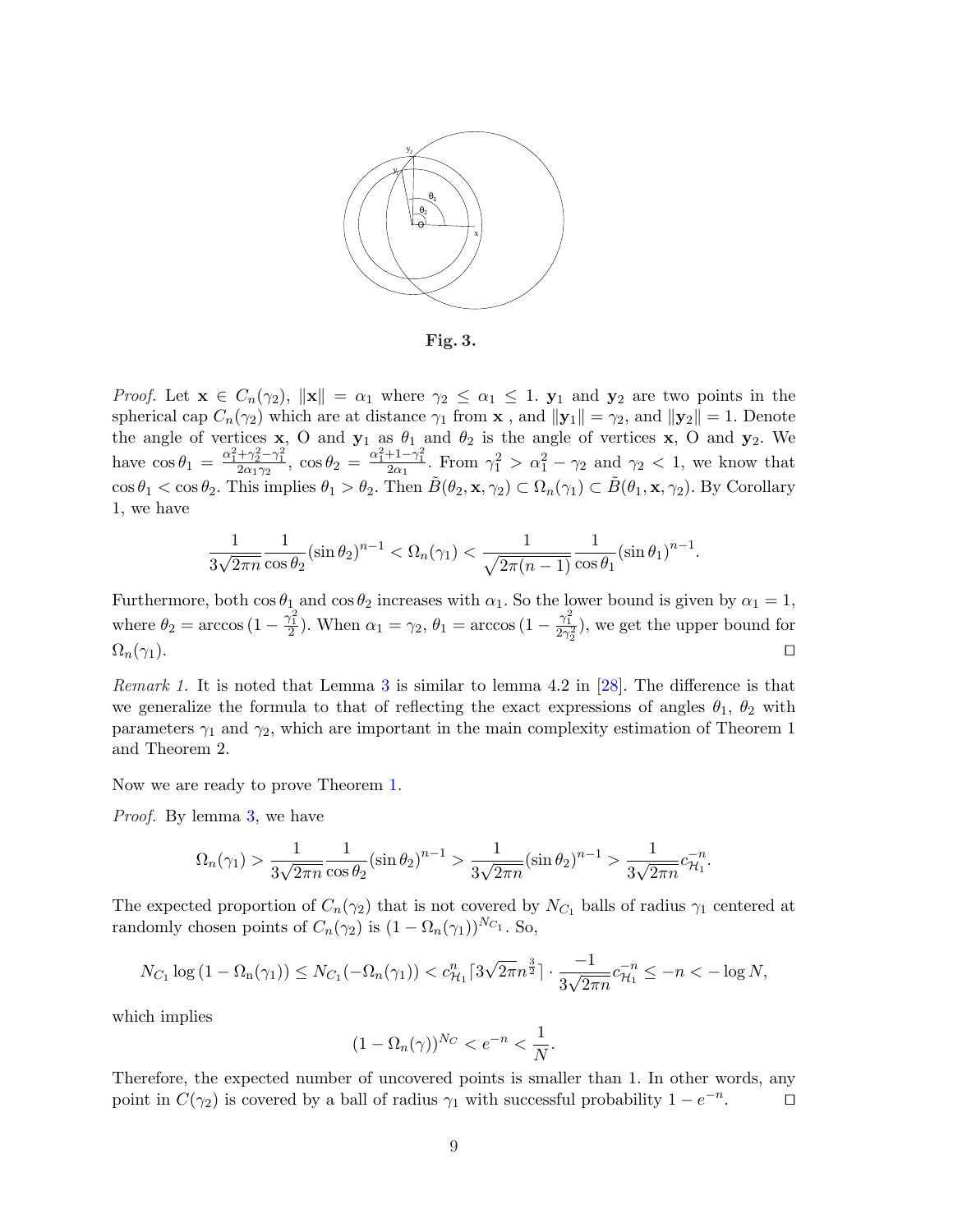**Fig. 3.**

*Proof.* Let $\mathbf{x} \in C_n(\gamma_2)$, $\|\mathbf{x}\| = \alpha_1$ where $\gamma_2 \leq \alpha_1 \leq 1$. $\mathbf{y}_1$ and $\mathbf{y}_2$ are two points in the spherical cap $C_n(\gamma_2)$ which are at distance $\gamma_1$ from $\mathbf{x}$ , and $\|\mathbf{y}_1\| = \gamma_2$, and $\|\mathbf{y}_2\| = 1$. Denote the angle of vertices $\mathbf{x}$, O and $\mathbf{y}_1$ as $\theta_1$ and $\theta_2$ is the angle of vertices $\mathbf{x}$, O and $\mathbf{y}_2$. We have $\cos\theta_1 = \frac{\alpha_1^2+\gamma_2^2-\gamma_1^2}{2\alpha_1\gamma_2}$, $\cos\theta_2 = \frac{\alpha_1^2+1-\gamma_1^2}{2\alpha_1}$. From $\gamma_1^2 > \alpha_1^2 - \gamma_2$ and $\gamma_2 < 1$, we know that $\cos\theta_1 < \cos\theta_2$. This implies $\theta_1 > \theta_2$. Then $\tilde{B}(\theta_2, \mathbf{x}, \gamma_2) \subset \Omega_n(\gamma_1) \subset \tilde{B}(\theta_1, \mathbf{x}, \gamma_2)$. By Corollary 1, we have

$$\frac{1}{3\sqrt{2\pi n}}\frac{1}{\cos\theta_2}(\sin\theta_2)^{n-1} < \Omega_n(\gamma_1) < \frac{1}{\sqrt{2\pi(n-1)}}\frac{1}{\cos\theta_1}(\sin\theta_1)^{n-1}.$$

Furthermore, both $\cos\theta_1$ and $\cos\theta_2$ increases with $\alpha_1$. So the lower bound is given by $\alpha_1 = 1$, where $\theta_2 = \arccos(1 - \frac{\gamma_1^2}{2})$. When $\alpha_1 = \gamma_2$, $\theta_1 = \arccos(1 - \frac{\gamma_1^2}{2\gamma_2^2})$, we get the upper bound for $\Omega_n(\gamma_1)$. $\square$

*Remark 1.* It is noted that Lemma 3 is similar to lemma 4.2 in [28]. The difference is that we generalize the formula to that of reflecting the exact expressions of angles $\theta_1$, $\theta_2$ with parameters $\gamma_1$ and $\gamma_2$, which are important in the main complexity estimation of Theorem 1 and Theorem 2.

Now we are ready to prove Theorem 1.

*Proof.* By lemma 3, we have

$$\Omega_n(\gamma_1) > \frac{1}{3\sqrt{2\pi n}}\frac{1}{\cos\theta_2}(\sin\theta_2)^{n-1} > \frac{1}{3\sqrt{2\pi n}}(\sin\theta_2)^{n-1} > \frac{1}{3\sqrt{2\pi n}}c_{\mathcal{H}_1}^{-n}.$$

The expected proportion of $C_n(\gamma_2)$ that is not covered by $N_{C_1}$ balls of radius $\gamma_1$ centered at randomly chosen points of $C_n(\gamma_2)$ is $(1 - \Omega_n(\gamma_1))^{N_{C_1}}$. So,

$$N_{C_1}\log\left(1 - \Omega_\text{n}(\gamma_1)\right) \leq N_{C_1}(-\Omega_n(\gamma_1)) < c_{\mathcal{H}_1}^n \lceil 3\sqrt{2\pi}n^{\frac{3}{2}}\rceil \cdot \frac{-1}{3\sqrt{2\pi n}}c_{\mathcal{H}_1}^{-n} \leq -n < -\log N,$$

which implies

$$(1 - \Omega_n(\gamma))^{N_C} < e^{-n} < \frac{1}{N}.$$

Therefore, the expected number of uncovered points is smaller than 1. In other words, any point in $C(\gamma_2)$ is covered by a ball of radius $\gamma_1$ with successful probability $1 - e^{-n}$. $\square$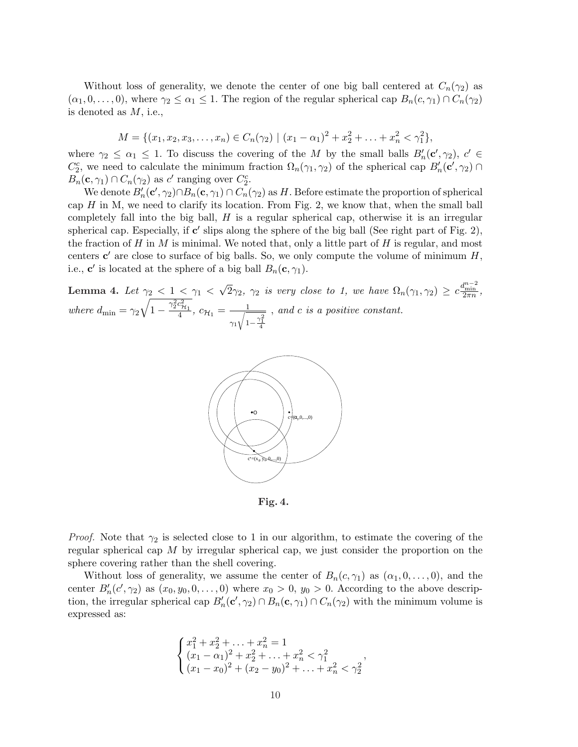Without loss of generality, we denote the center of one big ball centered at $C_n(\gamma_2)$ as $(\alpha_1, 0, \ldots, 0)$, where $\gamma_2 \le \alpha_1 \le 1$. The region of the regular spherical cap $B_n(c, \gamma_1) \cap C_n(\gamma_2)$ is denoted as $M$, i.e.,

$$M = \{(x_1, x_2, x_3, \ldots, x_n) \in C_n(\gamma_2) \mid (x_1 - \alpha_1)^2 + x_2^2 + \ldots + x_n^2 < \gamma_1^2\},$$

where $\gamma_2 \le \alpha_1 \le 1$. To discuss the covering of the $M$ by the small balls $B'_n(\mathbf{c}', \gamma_2)$, $c' \in C_2^c$, we need to calculate the minimum fraction $\Omega_n(\gamma_1, \gamma_2)$ of the spherical cap $B'_n(\mathbf{c}', \gamma_2) \cap B_n(\mathbf{c}, \gamma_1) \cap C_n(\gamma_2)$ as $c'$ ranging over $C_2^c$.

We denote $B'_n(\mathbf{c}', \gamma_2) \cap B_n(\mathbf{c}, \gamma_1) \cap C_n(\gamma_2)$ as $H$. Before estimate the proportion of spherical cap $H$ in M, we need to clarify its location. From Fig. 2, we know that, when the small ball completely fall into the big ball, $H$ is a regular spherical cap, otherwise it is an irregular spherical cap. Especially, if $\mathbf{c}'$ slips along the sphere of the big ball (See right part of Fig. 2), the fraction of $H$ in $M$ is minimal. We noted that, only a little part of $H$ is regular, and most centers $\mathbf{c}'$ are close to surface of big balls. So, we only compute the volume of minimum $H$, i.e., $\mathbf{c}'$ is located at the sphere of a big ball $B_n(\mathbf{c}, \gamma_1)$.

**Lemma 4.** *Let $\gamma_2 < 1 < \gamma_1 < \sqrt{2}\gamma_2$, $\gamma_2$ is very close to 1, we have $\Omega_n(\gamma_1, \gamma_2) \ge c\frac{d_{\min}^{n-2}}{2\pi n}$, where $d_{\min} = \gamma_2\sqrt{1 - \frac{\gamma_2^2 c_{\mathcal{H}_1}^2}{4}}$, $c_{\mathcal{H}_1} = \frac{1}{\gamma_1\sqrt{1-\frac{\gamma_1^2}{4}}}$ , and $c$ is a positive constant.*

**Fig. 4.**

*Proof.* Note that $\gamma_2$ is selected close to 1 in our algorithm, to estimate the covering of the regular spherical cap $M$ by irregular spherical cap, we just consider the proportion on the sphere covering rather than the shell covering.

Without loss of generality, we assume the center of $B_n(c, \gamma_1)$ as $(\alpha_1, 0, \ldots, 0)$, and the center $B'_n(c', \gamma_2)$ as $(x_0, y_0, 0, \ldots, 0)$ where $x_0 > 0$, $y_0 > 0$. According to the above description, the irregular spherical cap $B'_n(\mathbf{c}', \gamma_2) \cap B_n(\mathbf{c}, \gamma_1) \cap C_n(\gamma_2)$ with the minimum volume is expressed as:

$$\begin{cases} x_1^2 + x_2^2 + \ldots + x_n^2 = 1 \\ (x_1 - \alpha_1)^2 + x_2^2 + \ldots + x_n^2 < \gamma_1^2 \\ (x_1 - x_0)^2 + (x_2 - y_0)^2 + \ldots + x_n^2 < \gamma_2^2 \end{cases},$$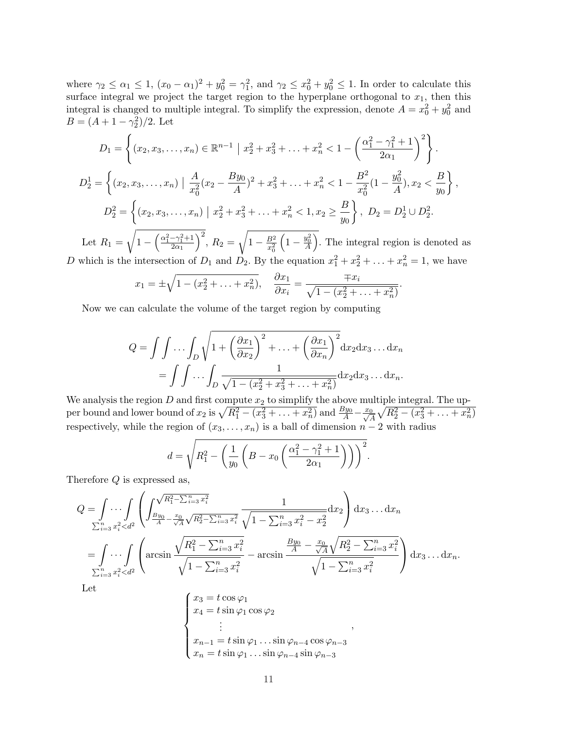where $\gamma_2 \leq \alpha_1 \leq 1$, $(x_0 - \alpha_1)^2 + y_0^2 = \gamma_1^2$, and $\gamma_2 \leq x_0^2 + y_0^2 \leq 1$. In order to calculate this surface integral we project the target region to the hyperplane orthogonal to $x_1$, then this integral is changed to multiple integral. To simplify the expression, denote $A = x_0^2 + y_0^2$ and $B = (A + 1 - \gamma_2^2)/2$. Let

$$D_1 = \left\{ (x_2, x_3, \ldots, x_n) \in \mathbb{R}^{n-1} \mid x_2^2 + x_3^2 + \ldots + x_n^2 < 1 - \left( \frac{\alpha_1^2 - \gamma_1^2 + 1}{2\alpha_1} \right)^2 \right\}.$$

$$D_2^1 = \left\{ (x_2, x_3, \ldots, x_n) \mid \frac{A}{x_0^2}(x_2 - \frac{By_0}{A})^2 + x_3^2 + \ldots + x_n^2 < 1 - \frac{B^2}{x_0^2}(1 - \frac{y_0^2}{A}), x_2 < \frac{B}{y_0} \right\},$$

$$D_2^2 = \left\{ (x_2, x_3, \ldots, x_n) \mid x_2^2 + x_3^2 + \ldots + x_n^2 < 1, x_2 \geq \frac{B}{y_0} \right\}, \; D_2 = D_2^1 \cup D_2^2.$$

Let $R_1 = \sqrt{1 - \left( \frac{\alpha_1^2 - \gamma_1^2 + 1}{2\alpha_1} \right)^2}$, $R_2 = \sqrt{1 - \frac{B^2}{x_0^2}\left(1 - \frac{y_0^2}{A}\right)}$. The integral region is denoted as $D$ which is the intersection of $D_1$ and $D_2$. By the equation $x_1^2 + x_2^2 + \ldots + x_n^2 = 1$, we have

$$x_1 = \pm\sqrt{1 - (x_2^2 + \ldots + x_n^2)}, \quad \frac{\partial x_1}{\partial x_i} = \frac{\mp x_i}{\sqrt{1 - (x_2^2 + \ldots + x_n^2)}}.$$

Now we can calculate the volume of the target region by computing

$$\begin{aligned} Q &= \int\int \ldots \int_D \sqrt{1 + \left(\frac{\partial x_1}{\partial x_2}\right)^2 + \ldots + \left(\frac{\partial x_1}{\partial x_n}\right)^2} \mathrm{d}x_2 \mathrm{d}x_3 \ldots \mathrm{d}x_n \\ &= \int\int \ldots \int_D \frac{1}{\sqrt{1 - (x_2^2 + x_3^2 + \ldots + x_n^2)}} \mathrm{d}x_2 \mathrm{d}x_3 \ldots \mathrm{d}x_n. \end{aligned}$$

We analysis the region $D$ and first compute $x_2$ to simplify the above multiple integral. The upper bound and lower bound of $x_2$ is $\sqrt{R_1^2 - (x_3^2 + \ldots + x_n^2)}$ and $\frac{By_0}{A} - \frac{x_0}{\sqrt{A}}\sqrt{R_2^2 - (x_3^2 + \ldots + x_n^2)}$ respectively, while the region of $(x_3, \ldots, x_n)$ is a ball of dimension $n-2$ with radius

$$d = \sqrt{R_1^2 - \left( \frac{1}{y_0} \left( B - x_0 \left( \frac{\alpha_1^2 - \gamma_1^2 + 1}{2\alpha_1} \right) \right) \right)^2}.$$

Therefore $Q$ is expressed as,

$$\begin{aligned} Q &= \int_{\sum_{i=3}^n x_i^2 < d^2} \cdots \int \left( \int_{\frac{By_0}{A} - \frac{x_0}{\sqrt{A}}\sqrt{R_2^2 - \sum_{i=3}^n x_i^2}}^{\sqrt{R_1^2 - \sum_{i=3}^n x_i^2}} \frac{1}{\sqrt{1 - \sum_{i=3}^n x_i^2 - x_2^2}} \mathrm{d}x_2 \right) \mathrm{d}x_3 \ldots \mathrm{d}x_n \\ &= \int_{\sum_{i=3}^n x_i^2 < d^2} \cdots \int \left( \arcsin \frac{\sqrt{R_1^2 - \sum_{i=3}^n x_i^2}}{\sqrt{1 - \sum_{i=3}^n x_i^2}} - \arcsin \frac{\frac{By_0}{A} - \frac{x_0}{\sqrt{A}}\sqrt{R_2^2 - \sum_{i=3}^n x_i^2}}{\sqrt{1 - \sum_{i=3}^n x_i^2}} \right) \mathrm{d}x_3 \ldots \mathrm{d}x_n. \end{aligned}$$

Let

$$\begin{cases} x_3 = t\cos\varphi_1 \\ x_4 = t\sin\varphi_1\cos\varphi_2 \\ \quad\quad\vdots \\ x_{n-1} = t\sin\varphi_1 \ldots \sin\varphi_{n-4}\cos\varphi_{n-3} \\ x_n = t\sin\varphi_1 \ldots \sin\varphi_{n-4}\sin\varphi_{n-3} \end{cases},$$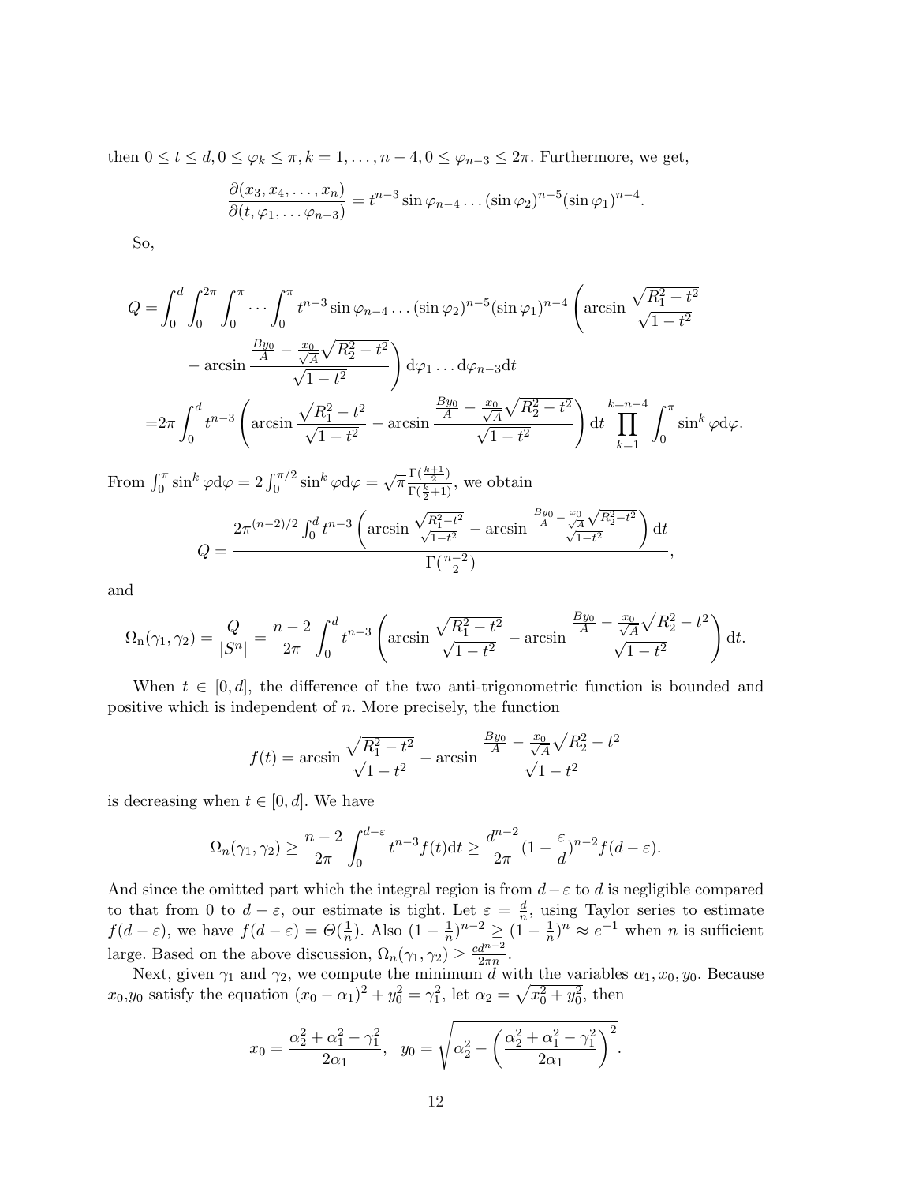then $0 \le t \le d, 0 \le \varphi_k \le \pi, k = 1, \dots, n-4, 0 \le \varphi_{n-3} \le 2\pi$. Furthermore, we get,

$$\frac{\partial(x_3, x_4, \dots, x_n)}{\partial(t, \varphi_1, \dots \varphi_{n-3})} = t^{n-3} \sin \varphi_{n-4} \dots (\sin \varphi_2)^{n-5} (\sin \varphi_1)^{n-4}.$$

So,

$$\begin{aligned} Q =& \int_0^d \int_0^{2\pi} \int_0^{\pi} \cdots \int_0^{\pi} t^{n-3} \sin \varphi_{n-4} \dots (\sin \varphi_2)^{n-5} (\sin \varphi_1)^{n-4} \Bigg( \arcsin \frac{\sqrt{R_1^2 - t^2}}{\sqrt{1 - t^2}} \\ & - \arcsin \frac{\frac{By_0}{A} - \frac{x_0}{\sqrt{A}} \sqrt{R_2^2 - t^2}}{\sqrt{1 - t^2}} \Bigg) \mathrm{d}\varphi_1 \dots \mathrm{d}\varphi_{n-3} \mathrm{d}t \\ =& 2\pi \int_0^d t^{n-3} \left( \arcsin \frac{\sqrt{R_1^2 - t^2}}{\sqrt{1 - t^2}} - \arcsin \frac{\frac{By_0}{A} - \frac{x_0}{\sqrt{A}} \sqrt{R_2^2 - t^2}}{\sqrt{1 - t^2}} \right) \mathrm{d}t \prod_{k=1}^{k=n-4} \int_0^{\pi} \sin^k \varphi \mathrm{d}\varphi. \end{aligned}$$

From $\int_0^\pi \sin^k \varphi \mathrm{d}\varphi = 2\int_0^{\pi/2} \sin^k \varphi \mathrm{d}\varphi = \sqrt{\pi}\frac{\Gamma(\frac{k+1}{2})}{\Gamma(\frac{k}{2}+1)}$, we obtain

$$Q = \frac{2\pi^{(n-2)/2} \int_0^d t^{n-3} \left( \arcsin \frac{\sqrt{R_1^2 - t^2}}{\sqrt{1-t^2}} - \arcsin \frac{\frac{By_0}{A} - \frac{x_0}{\sqrt{A}} \sqrt{R_2^2 - t^2}}{\sqrt{1-t^2}} \right) \mathrm{d}t}{\Gamma(\frac{n-2}{2})},$$

and

$$\Omega_{\mathrm{n}}(\gamma_1, \gamma_2) = \frac{Q}{|S^n|} = \frac{n-2}{2\pi} \int_0^d t^{n-3} \left( \arcsin \frac{\sqrt{R_1^2 - t^2}}{\sqrt{1 - t^2}} - \arcsin \frac{\frac{By_0}{A} - \frac{x_0}{\sqrt{A}} \sqrt{R_2^2 - t^2}}{\sqrt{1 - t^2}} \right) \mathrm{d}t.$$

When $t \in [0, d]$, the difference of the two anti-trigonometric function is bounded and positive which is independent of $n$. More precisely, the function

$$f(t) = \arcsin \frac{\sqrt{R_1^2 - t^2}}{\sqrt{1 - t^2}} - \arcsin \frac{\frac{By_0}{A} - \frac{x_0}{\sqrt{A}} \sqrt{R_2^2 - t^2}}{\sqrt{1 - t^2}}$$

is decreasing when $t \in [0, d]$. We have

$$\Omega_n(\gamma_1, \gamma_2) \ge \frac{n-2}{2\pi} \int_0^{d-\varepsilon} t^{n-3} f(t) \mathrm{d}t \ge \frac{d^{n-2}}{2\pi} (1 - \frac{\varepsilon}{d})^{n-2} f(d - \varepsilon).$$

And since the omitted part which the integral region is from $d-\varepsilon$ to $d$ is negligible compared to that from 0 to $d - \varepsilon$, our estimate is tight. Let $\varepsilon = \frac{d}{n}$, using Taylor series to estimate $f(d-\varepsilon)$, we have $f(d-\varepsilon) = \Theta(\frac{1}{n})$. Also $(1 - \frac{1}{n})^{n-2} \ge (1 - \frac{1}{n})^n \approx e^{-1}$ when $n$ is sufficient large. Based on the above discussion, $\Omega_n(\gamma_1, \gamma_2) \ge \frac{cd^{n-2}}{2\pi n}$.

Next, given $\gamma_1$ and $\gamma_2$, we compute the minimum $d$ with the variables $\alpha_1, x_0, y_0$. Because $x_0$,$y_0$ satisfy the equation $(x_0 - \alpha_1)^2 + y_0^2 = \gamma_1^2$, let $\alpha_2 = \sqrt{x_0^2 + y_0^2}$, then

$$x_0 = \frac{\alpha_2^2 + \alpha_1^2 - \gamma_1^2}{2\alpha_1}, \quad y_0 = \sqrt{\alpha_2^2 - \left( \frac{\alpha_2^2 + \alpha_1^2 - \gamma_1^2}{2\alpha_1} \right)^2}.$$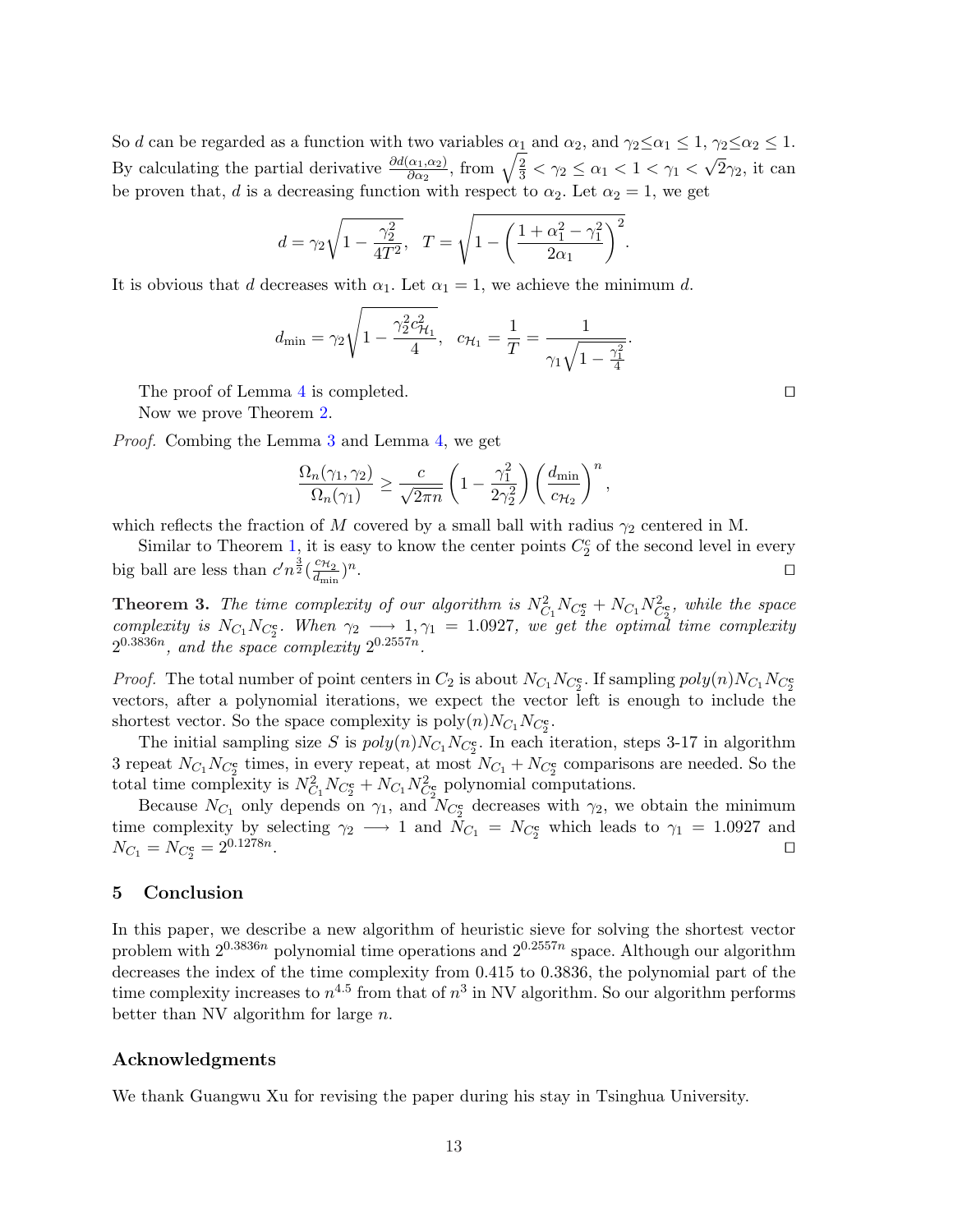So $d$ can be regarded as a function with two variables $\alpha_1$ and $\alpha_2$, and $\gamma_2 \le \alpha_1 \le 1$, $\gamma_2 \le \alpha_2 \le 1$. By calculating the partial derivative $\frac{\partial d(\alpha_1,\alpha_2)}{\partial \alpha_2}$, from $\sqrt{\frac{2}{3}} < \gamma_2 \le \alpha_1 < 1 < \gamma_1 < \sqrt{2}\gamma_2$, it can be proven that, $d$ is a decreasing function with respect to $\alpha_2$. Let $\alpha_2 = 1$, we get

$$d = \gamma_2 \sqrt{1 - \frac{\gamma_2^2}{4T^2}}, \quad T = \sqrt{1 - \left(\frac{1 + \alpha_1^2 - \gamma_1^2}{2\alpha_1}\right)^2}.$$

It is obvious that $d$ decreases with $\alpha_1$. Let $\alpha_1 = 1$, we achieve the minimum $d$.

$$d_{\min} = \gamma_2 \sqrt{1 - \frac{\gamma_2^2 c_{\mathcal{H}_1}^2}{4}}, \quad c_{\mathcal{H}_1} = \frac{1}{T} = \frac{1}{\gamma_1 \sqrt{1 - \frac{\gamma_1^2}{4}}}.$$

The proof of Lemma 4 is completed. □

Now we prove Theorem 2.

*Proof.* Combing the Lemma 3 and Lemma 4, we get

$$\frac{\Omega_n(\gamma_1, \gamma_2)}{\Omega_n(\gamma_1)} \ge \frac{c}{\sqrt{2\pi n}} \left(1 - \frac{\gamma_1^2}{2\gamma_2^2}\right) \left(\frac{d_{\min}}{c_{\mathcal{H}_2}}\right)^n,$$

which reflects the fraction of $M$ covered by a small ball with radius $\gamma_2$ centered in M.

Similar to Theorem 1, it is easy to know the center points $C_2^c$ of the second level in every big ball are less than $c' n^{\frac{3}{2}} (\frac{c_{\mathcal{H}_2}}{d_{\min}})^n$. □

**Theorem 3.** *The time complexity of our algorithm is $N_{C_1}^2 N_{C_2^c} + N_{C_1} N_{C_2^c}^2$, while the space complexity is $N_{C_1} N_{C_2^c}$. When $\gamma_2 \longrightarrow 1, \gamma_1 = 1.0927$, we get the optimal time complexity $2^{0.3836n}$, and the space complexity $2^{0.2557n}$.*

*Proof.* The total number of point centers in $C_2$ is about $N_{C_1} N_{C_2^c}$. If sampling $poly(n) N_{C_1} N_{C_2^c}$ vectors, after a polynomial iterations, we expect the vector left is enough to include the shortest vector. So the space complexity is $\text{poly}(n) N_{C_1} N_{C_2^c}$.

The initial sampling size $S$ is $poly(n) N_{C_1} N_{C_2^c}$. In each iteration, steps 3-17 in algorithm 3 repeat $N_{C_1} N_{C_2^c}$ times, in every repeat, at most $N_{C_1} + N_{C_2^c}$ comparisons are needed. So the total time complexity is $N_{C_1}^2 N_{C_2^c} + N_{C_1} N_{C_2^c}^2$ polynomial computations.

Because $N_{C_1}$ only depends on $\gamma_1$, and $N_{C_2^c}$ decreases with $\gamma_2$, we obtain the minimum time complexity by selecting $\gamma_2 \longrightarrow 1$ and $N_{C_1} = N_{C_2^c}$ which leads to $\gamma_1 = 1.0927$ and $N_{C_1} = N_{C_2^c} = 2^{0.1278n}$. □

## 5 Conclusion

In this paper, we describe a new algorithm of heuristic sieve for solving the shortest vector problem with $2^{0.3836n}$ polynomial time operations and $2^{0.2557n}$ space. Although our algorithm decreases the index of the time complexity from 0.415 to 0.3836, the polynomial part of the time complexity increases to $n^{4.5}$ from that of $n^3$ in NV algorithm. So our algorithm performs better than NV algorithm for large $n$.

## Acknowledgments

We thank Guangwu Xu for revising the paper during his stay in Tsinghua University.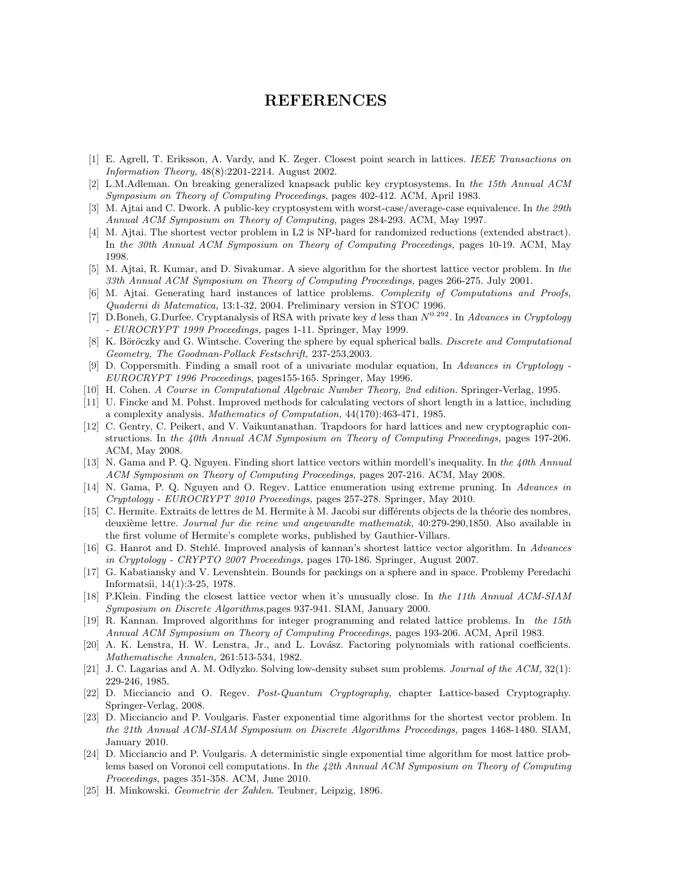# REFERENCES

[1] E. Agrell, T. Eriksson, A. Vardy, and K. Zeger. Closest point search in lattices. *IEEE Transactions on Information Theory,* 48(8):2201-2214. August 2002.

[2] L.M.Adleman. On breaking generalized knapsack public key cryptosystems. In *the 15th Annual ACM Symposium on Theory of Computing Proceedings*, pages 402-412. ACM, April 1983.

[3] M. Ajtai and C. Dwork. A public-key cryptosystem with worst-case/average-case equivalence. In *the 29th Annual ACM Symposium on Theory of Computing,* pages 284-293. ACM, May 1997.

[4] M. Ajtai. The shortest vector problem in L2 is NP-hard for randomized reductions (extended abstract). In *the 30th Annual ACM Symposium on Theory of Computing Proceedings,* pages 10-19. ACM, May 1998.

[5] M. Ajtai, R. Kumar, and D. Sivakumar. A sieve algorithm for the shortest lattice vector problem. In *the 33th Annual ACM Symposium on Theory of Computing Proceedings,* pages 266-275. July 2001.

[6] M. Ajtai. Generating hard instances of lattice problems. *Complexity of Computations and Proofs, Quaderni di Matematica,* 13:1-32, 2004. Preliminary version in STOC 1996.

[7] D.Boneh, G.Durfee. Cryptanalysis of RSA with private key $d$ less than $N^{0.292}$. In *Advances in Cryptology - EUROCRYPT 1999 Proceedings,* pages 1-11. Springer, May 1999.

[8] K. Böröczky and G. Wintsche. Covering the sphere by equal spherical balls. *Discrete and Computational Geometry, The Goodman-Pollack Festschrift,* 237-253,2003.

[9] D. Coppersmith. Finding a small root of a univariate modular equation, In *Advances in Cryptology - EUROCRYPT 1996 Proceedings*, pages155-165. Springer, May 1996.

[10] H. Cohen. *A Course in Computational Algebraic Number Theory, 2nd edition.* Springer-Verlag, 1995.

[11] U. Fincke and M. Pohst. Improved methods for calculating vectors of short length in a lattice, including a complexity analysis. *Mathematics of Computation,* 44(170):463-471, 1985.

[12] C. Gentry, C. Peikert, and V. Vaikuntanathan. Trapdoors for hard lattices and new cryptographic constructions. In *the 40th Annual ACM Symposium on Theory of Computing Proceedings,* pages 197-206. ACM, May 2008.

[13] N. Gama and P. Q. Nguyen. Finding short lattice vectors within mordell's inequality. In *the 40th Annual ACM Symposium on Theory of Computing Proceedings,* pages 207-216. ACM, May 2008.

[14] N. Gama, P. Q. Nguyen and O. Regev. Lattice enumeration using extreme pruning. In *Advances in Cryptology - EUROCRYPT 2010 Proceedings,* pages 257-278. Springer, May 2010.

[15] C. Hermite. Extraits de lettres de M. Hermite à M. Jacobi sur différents objects de la théorie des nombres, deuxième lettre. *Journal fur die reine und angewandte mathematik,* 40:279-290,1850. Also available in the first volume of Hermite's complete works, published by Gauthier-Villars.

[16] G. Hanrot and D. Stehlé. Improved analysis of kannan's shortest lattice vector algorithm. In *Advances in Cryptology - CRYPTO 2007 Proceedings,* pages 170-186. Springer, August 2007.

[17] G. Kabatiansky and V. Levenshtein. Bounds for packings on a sphere and in space. Problemy Peredachi Informatsii, 14(1):3-25, 1978.

[18] P.Klein. Finding the closest lattice vector when it's unusually close. In *the 11th Annual ACM-SIAM Symposium on Discrete Algorithms,*pages 937-941. SIAM, January 2000.

[19] R. Kannan. Improved algorithms for integer programming and related lattice problems. In *the 15th Annual ACM Symposium on Theory of Computing Proceedings,* pages 193-206. ACM, April 1983.

[20] A. K. Lenstra, H. W. Lenstra, Jr., and L. Lovász. Factoring polynomials with rational coefficients. *Mathematische Annalen,* 261:513-534, 1982.

[21] J. C. Lagarias and A. M. Odlyzko. Solving low-density subset sum problems. *Journal of the ACM,* 32(1): 229-246, 1985.

[22] D. Micciancio and O. Regev. *Post-Quantum Cryptography,* chapter Lattice-based Cryptography. Springer-Verlag, 2008.

[23] D. Micciancio and P. Voulgaris. Faster exponential time algorithms for the shortest vector problem. In *the 21th Annual ACM-SIAM Symposium on Discrete Algorithms Proceedings,* pages 1468-1480. SIAM, January 2010.

[24] D. Micciancio and P. Voulgaris. A deterministic single exponential time algorithm for most lattice problems based on Voronoi cell computations. In *the 42th Annual ACM Symposium on Theory of Computing Proceedings,* pages 351-358. ACM, June 2010.

[25] H. Minkowski. *Geometrie der Zahlen.* Teubner, Leipzig, 1896.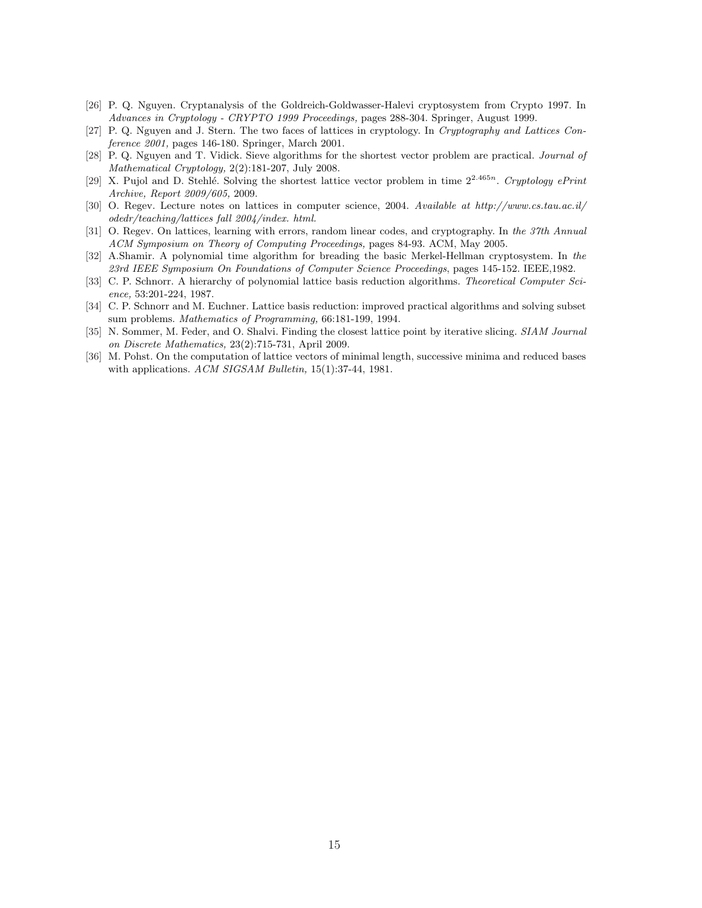[26] P. Q. Nguyen. Cryptanalysis of the Goldreich-Goldwasser-Halevi cryptosystem from Crypto 1997. In *Advances in Cryptology - CRYPTO 1999 Proceedings,* pages 288-304. Springer, August 1999.

[27] P. Q. Nguyen and J. Stern. The two faces of lattices in cryptology. In *Cryptography and Lattices Conference 2001,* pages 146-180. Springer, March 2001.

[28] P. Q. Nguyen and T. Vidick. Sieve algorithms for the shortest vector problem are practical. *Journal of Mathematical Cryptology,* 2(2):181-207, July 2008.

[29] X. Pujol and D. Stehlé. Solving the shortest lattice vector problem in time $2^{2.465n}$. *Cryptology ePrint Archive, Report 2009/605,* 2009.

[30] O. Regev. Lecture notes on lattices in computer science, 2004. *Available at http://www.cs.tau.ac.il/odedr/teaching/lattices fall 2004/index. html*.

[31] O. Regev. On lattices, learning with errors, random linear codes, and cryptography. In *the 37th Annual ACM Symposium on Theory of Computing Proceedings,* pages 84-93. ACM, May 2005.

[32] A.Shamir. A polynomial time algorithm for breading the basic Merkel-Hellman cryptosystem. In *the 23rd IEEE Symposium On Foundations of Computer Science Proceedings*, pages 145-152. IEEE,1982.

[33] C. P. Schnorr. A hierarchy of polynomial lattice basis reduction algorithms. *Theoretical Computer Science,* 53:201-224, 1987.

[34] C. P. Schnorr and M. Euchner. Lattice basis reduction: improved practical algorithms and solving subset sum problems. *Mathematics of Programming,* 66:181-199, 1994.

[35] N. Sommer, M. Feder, and O. Shalvi. Finding the closest lattice point by iterative slicing. *SIAM Journal on Discrete Mathematics,* 23(2):715-731, April 2009.

[36] M. Pohst. On the computation of lattice vectors of minimal length, successive minima and reduced bases with applications. *ACM SIGSAM Bulletin,* 15(1):37-44, 1981.